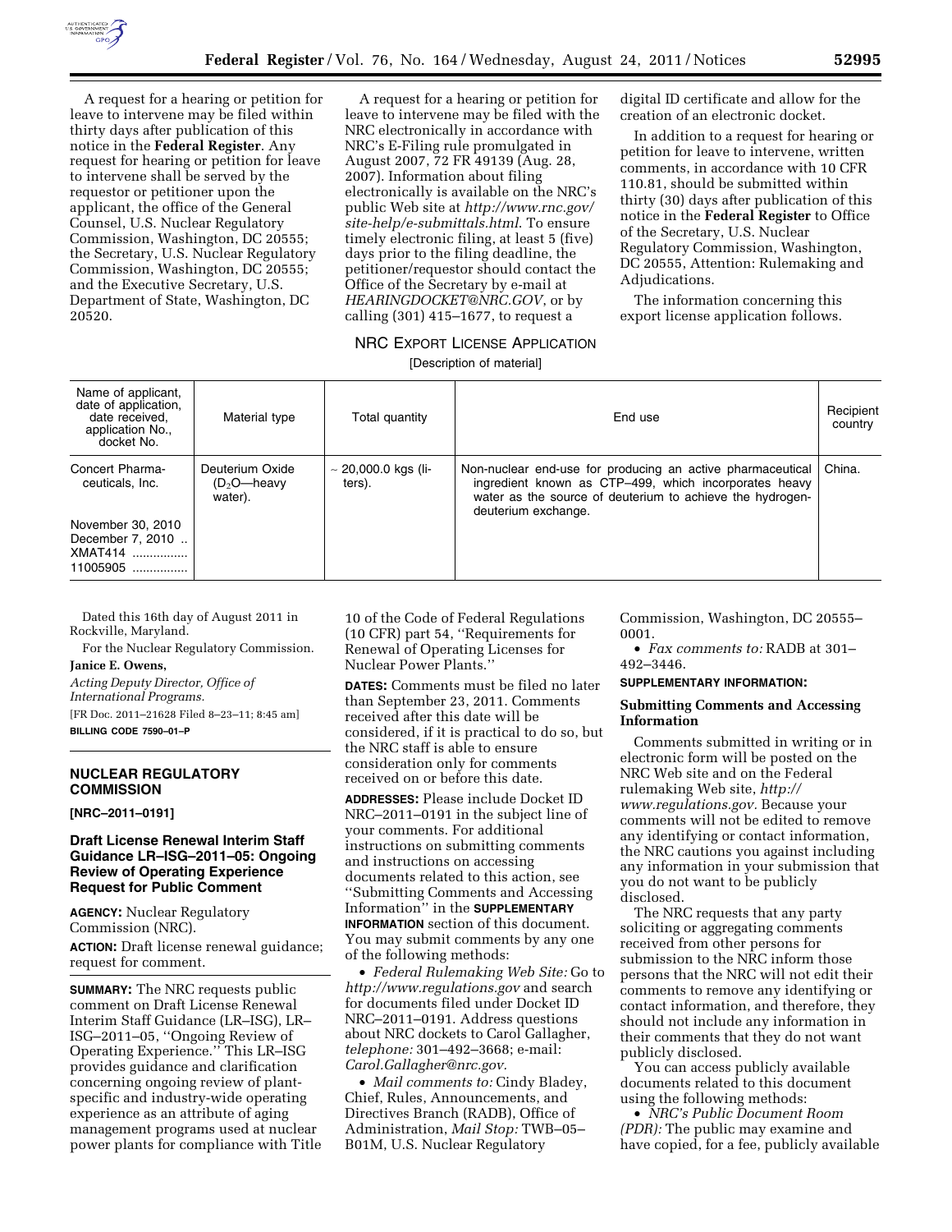A request for a hearing or petition for leave to intervene may be filed within thirty days after publication of this notice in the **Federal Register**. Any request for hearing or petition for leave to intervene shall be served by the requestor or petitioner upon the applicant, the office of the General Counsel, U.S. Nuclear Regulatory Commission, Washington, DC 20555; the Secretary, U.S. Nuclear Regulatory Commission, Washington, DC 20555; and the Executive Secretary, U.S. Department of State, Washington, DC 20520.

A request for a hearing or petition for leave to intervene may be filed with the NRC electronically in accordance with NRC's E-Filing rule promulgated in August 2007, 72 FR 49139 (Aug. 28, 2007). Information about filing electronically is available on the NRC's public Web site at *http://www.rnc.gov/site-help/e-submittals.html*. To ensure timely electronic filing, at least 5 (five) days prior to the filing deadline, the petitioner/requestor should contact the Office of the Secretary by e-mail at *HEARINGDOCKET@NRC.GOV*, or by calling (301) 415–1677, to request a digital ID certificate and allow for the creation of an electronic docket.

In addition to a request for hearing or petition for leave to intervene, written comments, in accordance with 10 CFR 110.81, should be submitted within thirty (30) days after publication of this notice in the **Federal Register** to Office of the Secretary, U.S. Nuclear Regulatory Commission, Washington, DC 20555, Attention: Rulemaking and Adjudications.

The information concerning this export license application follows.

NRC EXPORT LICENSE APPLICATION

[Description of material]

| Name of applicant, date of application, date received, application No., docket No. | Material type | Total quantity | End use | Recipient country |
|---|---|---|---|---|
| Concert Pharmaceuticals, Inc. | Deuterium Oxide ($D_2O$—heavy water). | ~ 20,000.0 kgs (liters). | Non-nuclear end-use for producing an active pharmaceutical ingredient known as CTP–499, which incorporates heavy water as the source of deuterium to achieve the hydrogen-deuterium exchange. | China. |
| November 30, 2010<br>December 7, 2010<br>XMAT414<br>11005905 | | | | |

Dated this 16th day of August 2011 in Rockville, Maryland.

For the Nuclear Regulatory Commission.

**Janice E. Owens,**

*Acting Deputy Director, Office of International Programs.*

[FR Doc. 2011–21628 Filed 8–23–11; 8:45 am]

**BILLING CODE 7590–01–P**

## NUCLEAR REGULATORY COMMISSION

**[NRC–2011–0191]**

### Draft License Renewal Interim Staff Guidance LR–ISG–2011–05: Ongoing Review of Operating Experience Request for Public Comment

**AGENCY:** Nuclear Regulatory Commission (NRC).

**ACTION:** Draft license renewal guidance; request for comment.

**SUMMARY:** The NRC requests public comment on Draft License Renewal Interim Staff Guidance (LR–ISG), LR–ISG–2011–05, ''Ongoing Review of Operating Experience.'' This LR–ISG provides guidance and clarification concerning ongoing review of plant-specific and industry-wide operating experience as an attribute of aging management programs used at nuclear power plants for compliance with Title 10 of the Code of Federal Regulations (10 CFR) part 54, ''Requirements for Renewal of Operating Licenses for Nuclear Power Plants.''

**DATES:** Comments must be filed no later than September 23, 2011. Comments received after this date will be considered, if it is practical to do so, but the NRC staff is able to ensure consideration only for comments received on or before this date.

**ADDRESSES:** Please include Docket ID NRC–2011–0191 in the subject line of your comments. For additional instructions on submitting comments and instructions on accessing documents related to this action, see ''Submitting Comments and Accessing Information'' in the **SUPPLEMENTARY INFORMATION** section of this document. You may submit comments by any one of the following methods:

- *Federal Rulemaking Web Site:* Go to *http://www.regulations.gov* and search for documents filed under Docket ID NRC–2011–0191. Address questions about NRC dockets to Carol Gallagher, *telephone:* 301–492–3668; e-mail: *Carol.Gallagher@nrc.gov.*
- *Mail comments to:* Cindy Bladey, Chief, Rules, Announcements, and Directives Branch (RADB), Office of Administration, *Mail Stop:* TWB–05–B01M, U.S. Nuclear Regulatory Commission, Washington, DC 20555–0001.
- *Fax comments to:* RADB at 301–492–3446.

**SUPPLEMENTARY INFORMATION:**

**Submitting Comments and Accessing Information**

Comments submitted in writing or in electronic form will be posted on the NRC Web site and on the Federal rulemaking Web site, *http://www.regulations.gov*. Because your comments will not be edited to remove any identifying or contact information, the NRC cautions you against including any information in your submission that you do not want to be publicly disclosed.

The NRC requests that any party soliciting or aggregating comments received from other persons for submission to the NRC inform those persons that the NRC will not edit their comments to remove any identifying or contact information, and therefore, they should not include any information in their comments that they do not want publicly disclosed.

You can access publicly available documents related to this document using the following methods:

- *NRC's Public Document Room (PDR):* The public may examine and have copied, for a fee, publicly available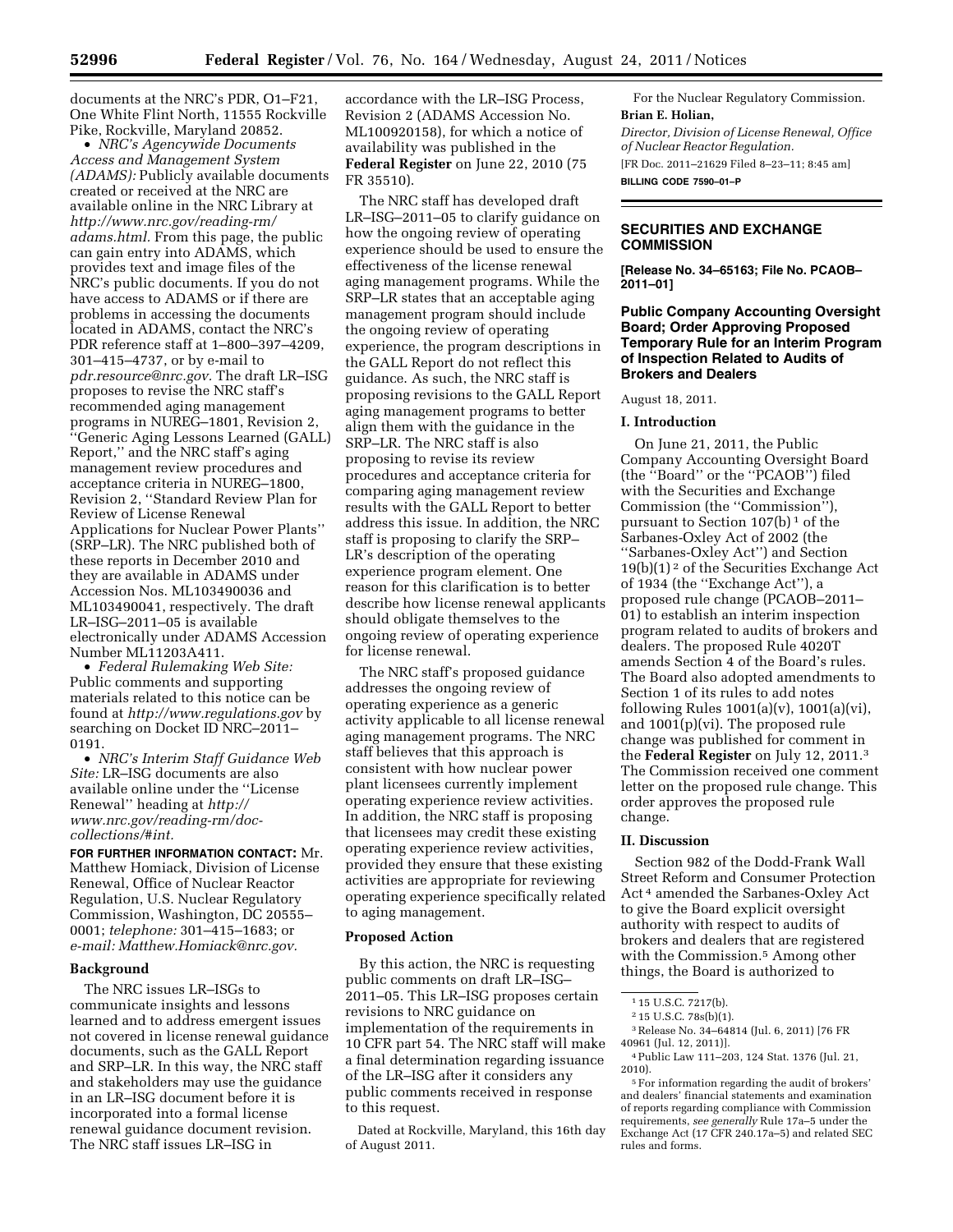documents at the NRC's PDR, O1–F21, One White Flint North, 11555 Rockville Pike, Rockville, Maryland 20852.

- *NRC's Agencywide Documents Access and Management System (ADAMS):* Publicly available documents created or received at the NRC are available online in the NRC Library at *http://www.nrc.gov/reading-rm/adams.html.* From this page, the public can gain entry into ADAMS, which provides text and image files of the NRC's public documents. If you do not have access to ADAMS or if there are problems in accessing the documents located in ADAMS, contact the NRC's PDR reference staff at 1–800–397–4209, 301–415–4737, or by e-mail to *pdr.resource@nrc.gov.* The draft LR–ISG proposes to revise the NRC staff's recommended aging management programs in NUREG–1801, Revision 2, ''Generic Aging Lessons Learned (GALL) Report,'' and the NRC staff's aging management review procedures and acceptance criteria in NUREG–1800, Revision 2, ''Standard Review Plan for Review of License Renewal Applications for Nuclear Power Plants'' (SRP–LR). The NRC published both of these reports in December 2010 and they are available in ADAMS under Accession Nos. ML103490036 and ML103490041, respectively. The draft LR–ISG–2011–05 is available electronically under ADAMS Accession Number ML11203A411.
- *Federal Rulemaking Web Site:* Public comments and supporting materials related to this notice can be found at *http://www.regulations.gov* by searching on Docket ID NRC–2011–0191.
- *NRC's Interim Staff Guidance Web Site:* LR–ISG documents are also available online under the ''License Renewal'' heading at *http://www.nrc.gov/reading-rm/doc-collections/#int.*

**FOR FURTHER INFORMATION CONTACT:** Mr. Matthew Homiack, Division of License Renewal, Office of Nuclear Reactor Regulation, U.S. Nuclear Regulatory Commission, Washington, DC 20555–0001; *telephone:* 301–415–1683; or *e-mail: Matthew.Homiack@nrc.gov.*

## Background

The NRC issues LR–ISGs to communicate insights and lessons learned and to address emergent issues not covered in license renewal guidance documents, such as the GALL Report and SRP–LR. In this way, the NRC staff and stakeholders may use the guidance in an LR–ISG document before it is incorporated into a formal license renewal guidance document revision. The NRC staff issues LR–ISG in accordance with the LR–ISG Process, Revision 2 (ADAMS Accession No. ML100920158), for which a notice of availability was published in the **Federal Register** on June 22, 2010 (75 FR 35510).

The NRC staff has developed draft LR–ISG–2011–05 to clarify guidance on how the ongoing review of operating experience should be used to ensure the effectiveness of the license renewal aging management programs. While the SRP–LR states that an acceptable aging management program should include the ongoing review of operating experience, the program descriptions in the GALL Report do not reflect this guidance. As such, the NRC staff is proposing revisions to the GALL Report aging management programs to better align them with the guidance in the SRP–LR. The NRC staff is also proposing to revise its review procedures and acceptance criteria for comparing aging management review results with the GALL Report to better address this issue. In addition, the NRC staff is proposing to clarify the SRP–LR's description of the operating experience program element. One reason for this clarification is to better describe how license renewal applicants should obligate themselves to the ongoing review of operating experience for license renewal.

The NRC staff's proposed guidance addresses the ongoing review of operating experience as a generic activity applicable to all license renewal aging management programs. The NRC staff believes that this approach is consistent with how nuclear power plant licensees currently implement operating experience review activities. In addition, the NRC staff is proposing that licensees may credit these existing operating experience review activities, provided they ensure that these existing activities are appropriate for reviewing operating experience specifically related to aging management.

## Proposed Action

By this action, the NRC is requesting public comments on draft LR–ISG–2011–05. This LR–ISG proposes certain revisions to NRC guidance on implementation of the requirements in 10 CFR part 54. The NRC staff will make a final determination regarding issuance of the LR–ISG after it considers any public comments received in response to this request.

Dated at Rockville, Maryland, this 16th day of August 2011.

For the Nuclear Regulatory Commission.

**Brian E. Holian,**

*Director, Division of License Renewal, Office of Nuclear Reactor Regulation.*

[FR Doc. 2011–21629 Filed 8–23–11; 8:45 am]

**BILLING CODE 7590–01–P**

## SECURITIES AND EXCHANGE COMMISSION

**[Release No. 34–65163; File No. PCAOB–2011–01]**

### Public Company Accounting Oversight Board; Order Approving Proposed Temporary Rule for an Interim Program of Inspection Related to Audits of Brokers and Dealers

August 18, 2011.

#### I. Introduction

On June 21, 2011, the Public Company Accounting Oversight Board (the ''Board'' or the ''PCAOB'') filed with the Securities and Exchange Commission (the ''Commission''), pursuant to Section 107(b) [1] of the Sarbanes-Oxley Act of 2002 (the ''Sarbanes-Oxley Act'') and Section 19(b)(1) [2] of the Securities Exchange Act of 1934 (the ''Exchange Act''), a proposed rule change (PCAOB–2011–01) to establish an interim inspection program related to audits of brokers and dealers. The proposed Rule 4020T amends Section 4 of the Board's rules. The Board also adopted amendments to Section 1 of its rules to add notes following Rules 1001(a)(v), 1001(a)(vi), and 1001(p)(vi). The proposed rule change was published for comment in the **Federal Register** on July 12, 2011.[3] The Commission received one comment letter on the proposed rule change. This order approves the proposed rule change.

#### II. Discussion

Section 982 of the Dodd-Frank Wall Street Reform and Consumer Protection Act [4] amended the Sarbanes-Oxley Act to give the Board explicit oversight authority with respect to audits of brokers and dealers that are registered with the Commission.[5] Among other things, the Board is authorized to

---

[1] 15 U.S.C. 7217(b).

[2] 15 U.S.C. 78s(b)(1).

[3] Release No. 34–64814 (Jul. 6, 2011) [76 FR 40961 (Jul. 12, 2011)].

[4] Public Law 111–203, 124 Stat. 1376 (Jul. 21, 2010).

[5] For information regarding the audit of brokers' and dealers' financial statements and examination of reports regarding compliance with Commission requirements, *see generally* Rule 17a–5 under the Exchange Act (17 CFR 240.17a–5) and related SEC rules and forms.